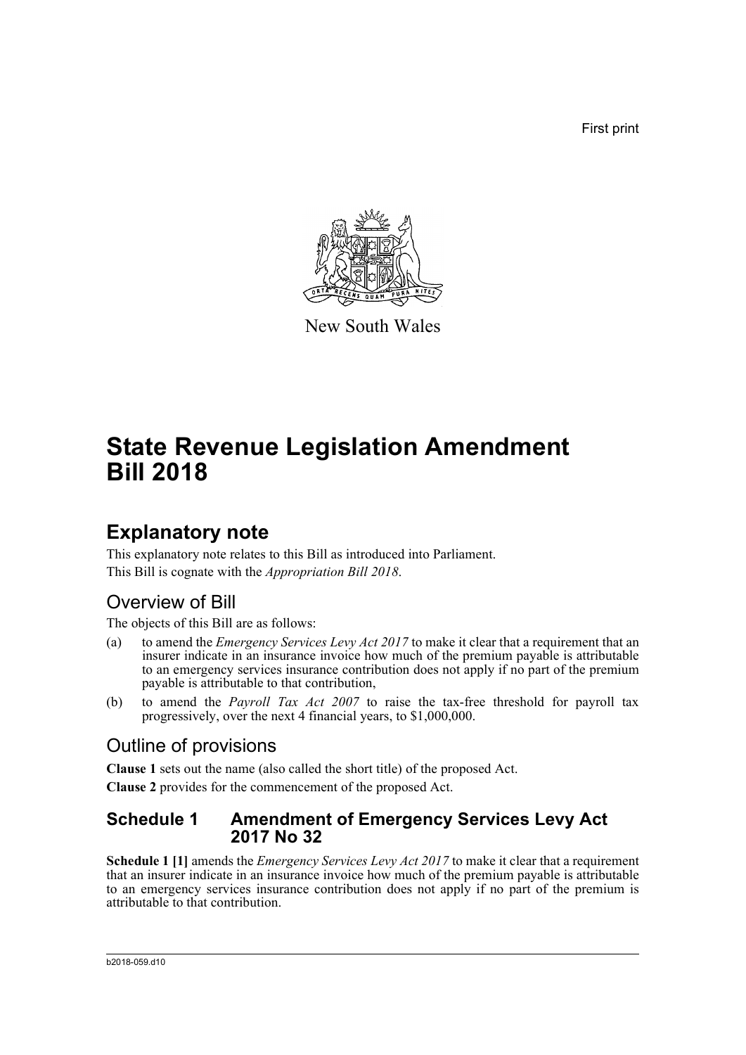First print

New South Wales

# State Revenue Legislation Amendment Bill 2018

## Explanatory note

This explanatory note relates to this Bill as introduced into Parliament.

This Bill is cognate with the *Appropriation Bill 2018*.

### Overview of Bill

The objects of this Bill are as follows:

(a) to amend the *Emergency Services Levy Act 2017* to make it clear that a requirement that an insurer indicate in an insurance invoice how much of the premium payable is attributable to an emergency services insurance contribution does not apply if no part of the premium payable is attributable to that contribution,

(b) to amend the *Payroll Tax Act 2007* to raise the tax-free threshold for payroll tax progressively, over the next 4 financial years, to $1,000,000.

### Outline of provisions

**Clause 1** sets out the name (also called the short title) of the proposed Act.

**Clause 2** provides for the commencement of the proposed Act.

### Schedule 1 Amendment of Emergency Services Levy Act 2017 No 32

**Schedule 1 [1]** amends the *Emergency Services Levy Act 2017* to make it clear that a requirement that an insurer indicate in an insurance invoice how much of the premium payable is attributable to an emergency services insurance contribution does not apply if no part of the premium is attributable to that contribution.

b2018-059.d10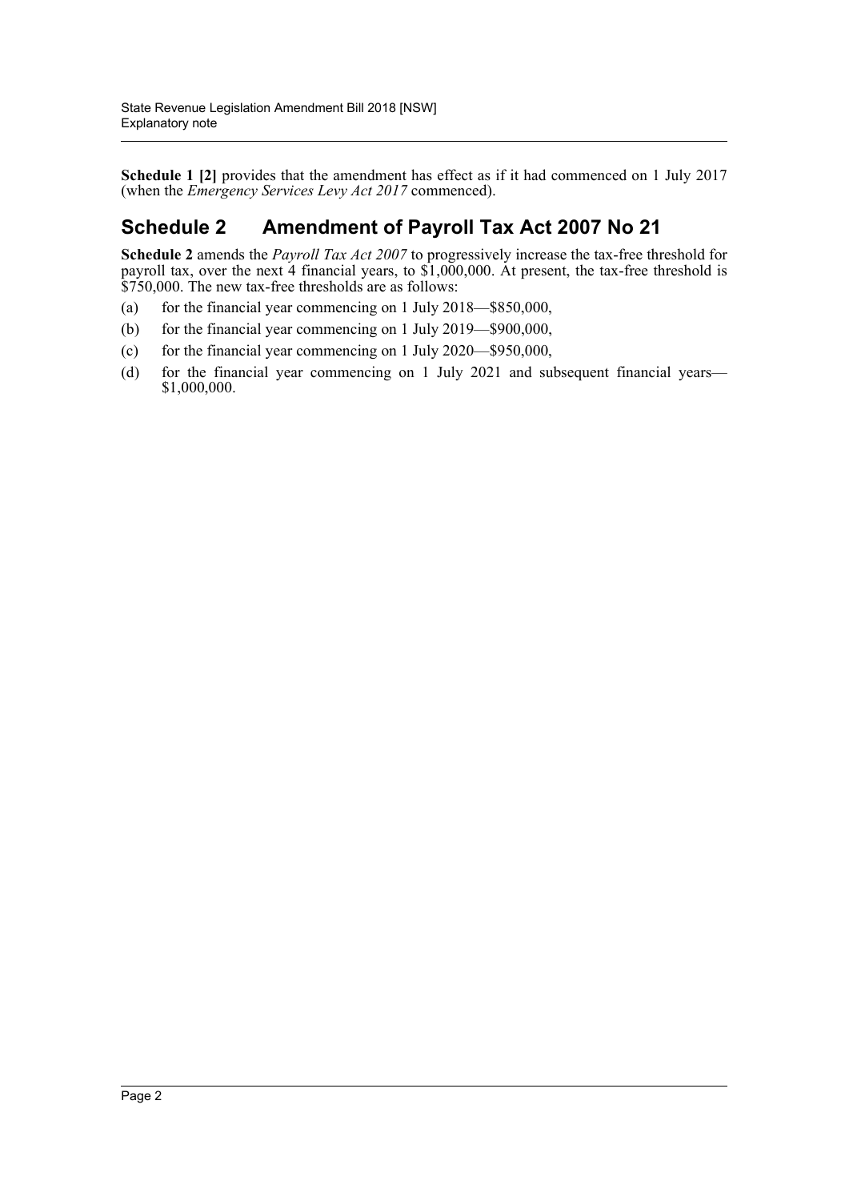**Schedule 1 [2]** provides that the amendment has effect as if it had commenced on 1 July 2017 (when the *Emergency Services Levy Act 2017* commenced).

## Schedule 2 Amendment of Payroll Tax Act 2007 No 21

**Schedule 2** amends the *Payroll Tax Act 2007* to progressively increase the tax-free threshold for payroll tax, over the next 4 financial years, to $1,000,000. At present, the tax-free threshold is $750,000. The new tax-free thresholds are as follows:

(a) for the financial year commencing on 1 July 2018—$850,000,

(b) for the financial year commencing on 1 July 2019—$900,000,

(c) for the financial year commencing on 1 July 2020—$950,000,

(d) for the financial year commencing on 1 July 2021 and subsequent financial years—$1,000,000.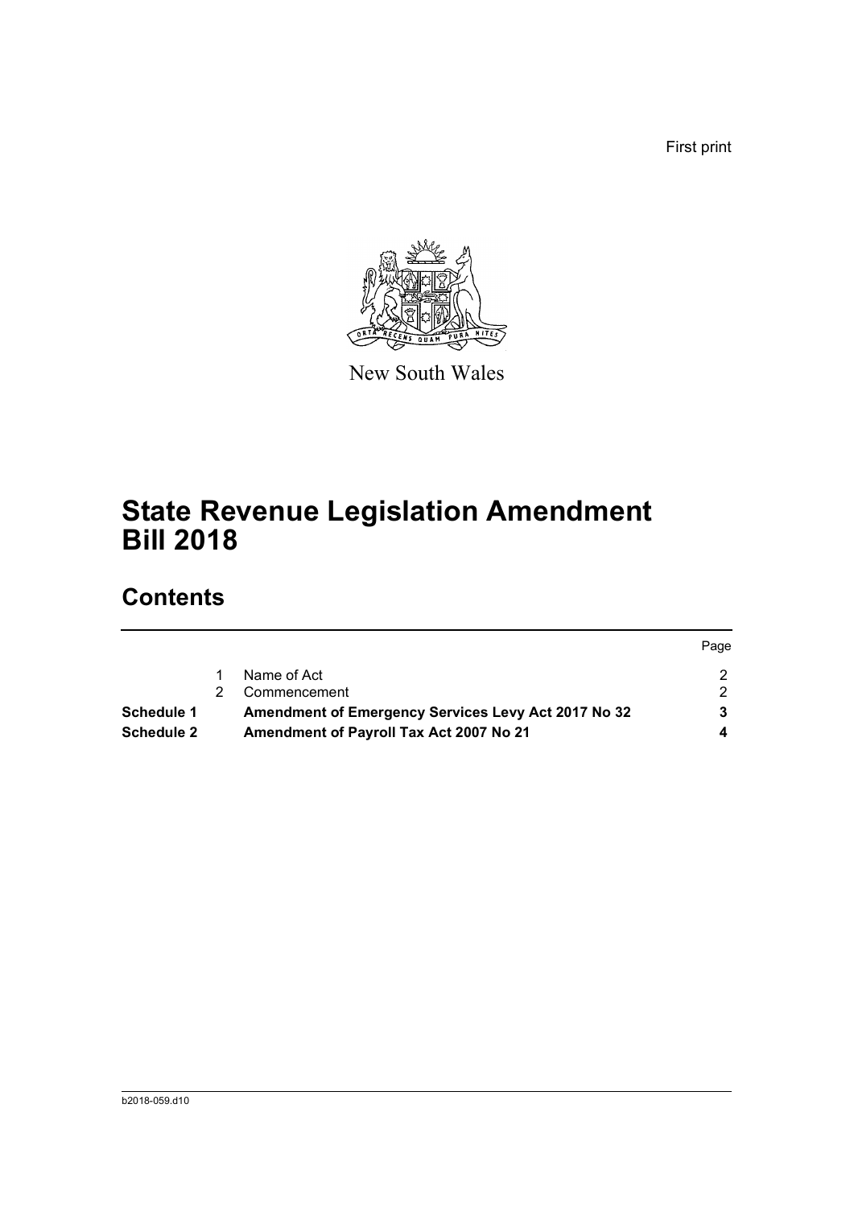First print

New South Wales

# State Revenue Legislation Amendment Bill 2018

## Contents

| | | | Page |
|---|---|---|---|
| | 1 | Name of Act | 2 |
| | 2 | Commencement | 2 |
| **Schedule 1** | | **Amendment of Emergency Services Levy Act 2017 No 32** | **3** |
| **Schedule 2** | | **Amendment of Payroll Tax Act 2007 No 21** | **4** |

b2018-059.d10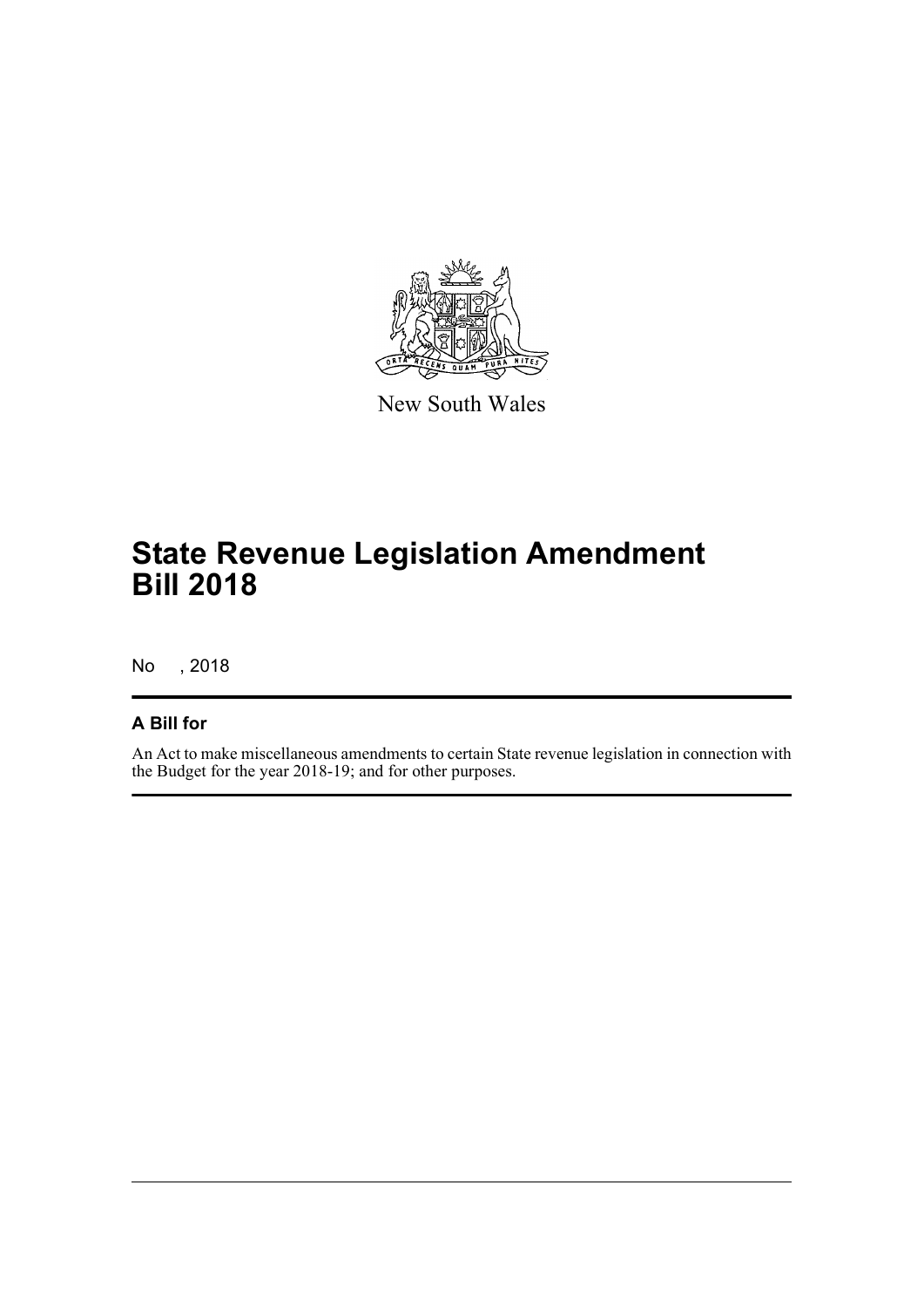New South Wales

# State Revenue Legislation Amendment Bill 2018

No , 2018

## A Bill for

An Act to make miscellaneous amendments to certain State revenue legislation in connection with the Budget for the year 2018-19; and for other purposes.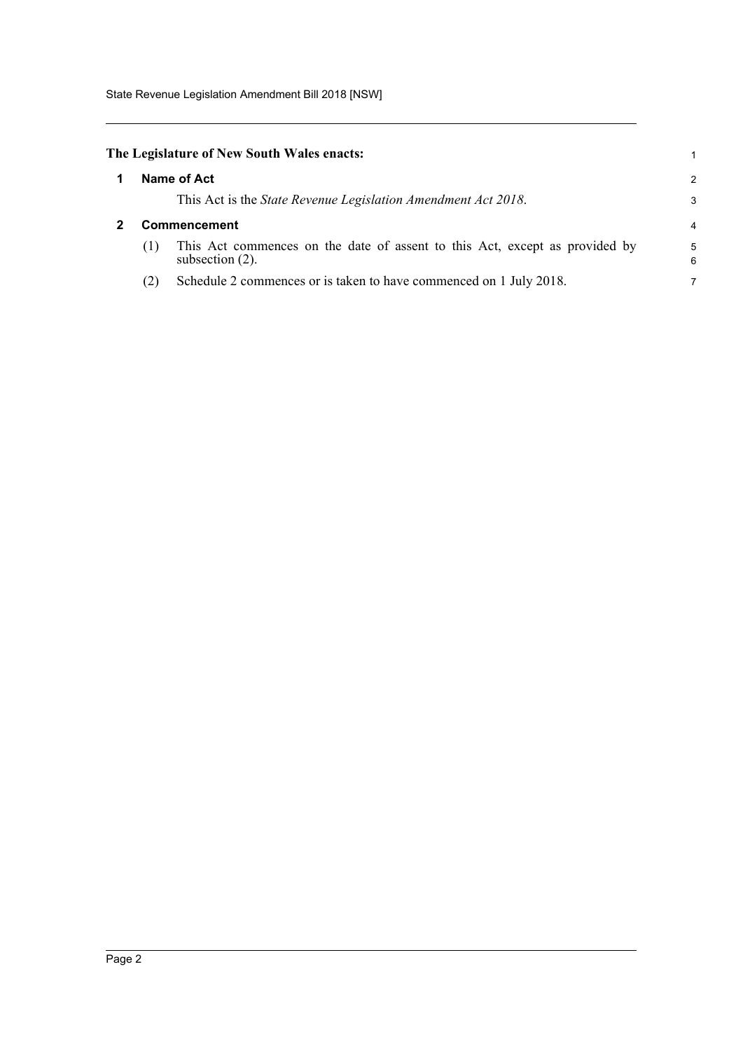**The Legislature of New South Wales enacts:**

## 1 Name of Act

This Act is the *State Revenue Legislation Amendment Act 2018*.

## 2 Commencement

(1) This Act commences on the date of assent to this Act, except as provided by subsection (2).

(2) Schedule 2 commences or is taken to have commenced on 1 July 2018.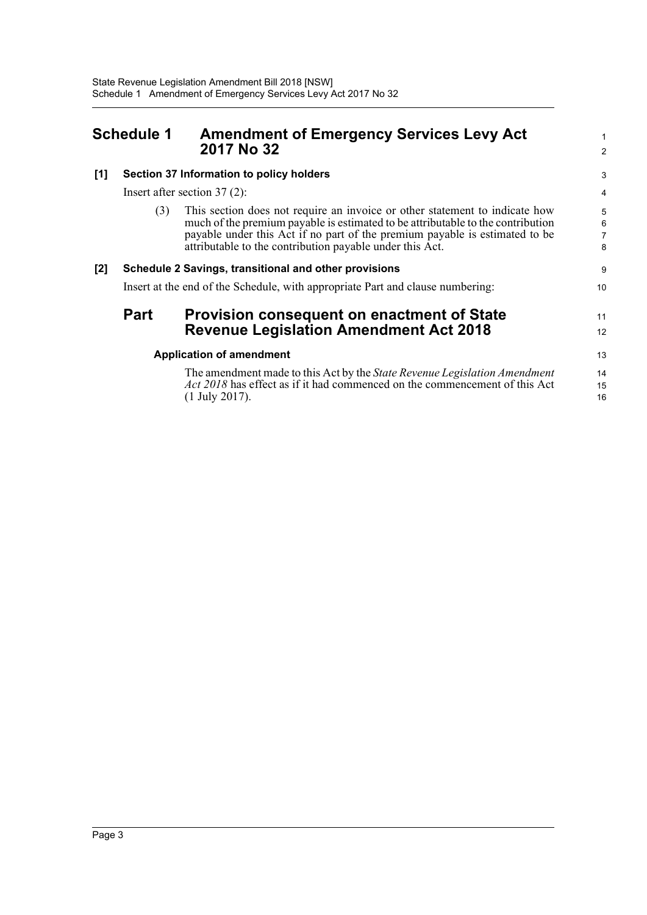## Schedule 1 Amendment of Emergency Services Levy Act 2017 No 32

### [1] Section 37 Information to policy holders

Insert after section 37 (2):

(3) This section does not require an invoice or other statement to indicate how much of the premium payable is estimated to be attributable to the contribution payable under this Act if no part of the premium payable is estimated to be attributable to the contribution payable under this Act.

### [2] Schedule 2 Savings, transitional and other provisions

Insert at the end of the Schedule, with appropriate Part and clause numbering:

## Part Provision consequent on enactment of State Revenue Legislation Amendment Act 2018

#### Application of amendment

The amendment made to this Act by the *State Revenue Legislation Amendment Act 2018* has effect as if it had commenced on the commencement of this Act (1 July 2017).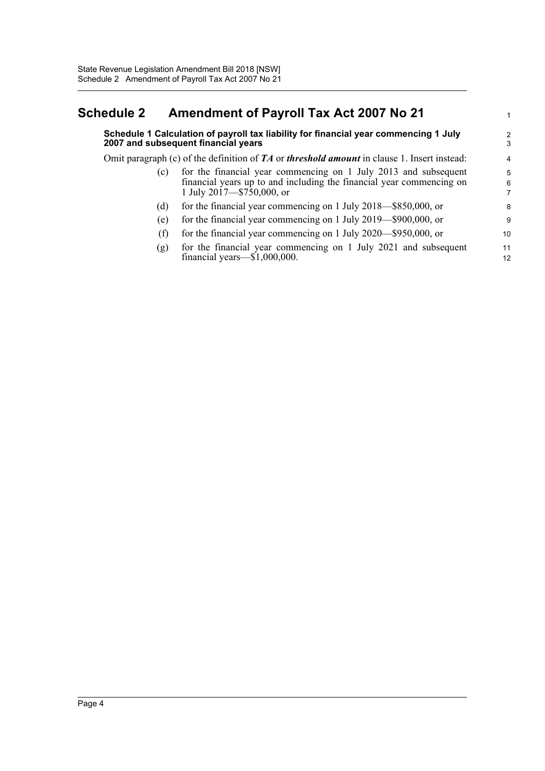# Schedule 2 Amendment of Payroll Tax Act 2007 No 21

**Schedule 1 Calculation of payroll tax liability for financial year commencing 1 July 2007 and subsequent financial years**

Omit paragraph (c) of the definition of ***TA*** or ***threshold amount*** in clause 1. Insert instead:

(c) for the financial year commencing on 1 July 2013 and subsequent financial years up to and including the financial year commencing on 1 July 2017—$750,000, or

(d) for the financial year commencing on 1 July 2018—$850,000, or

(e) for the financial year commencing on 1 July 2019—$900,000, or

(f) for the financial year commencing on 1 July 2020—$950,000, or

(g) for the financial year commencing on 1 July 2021 and subsequent financial years—$1,000,000.